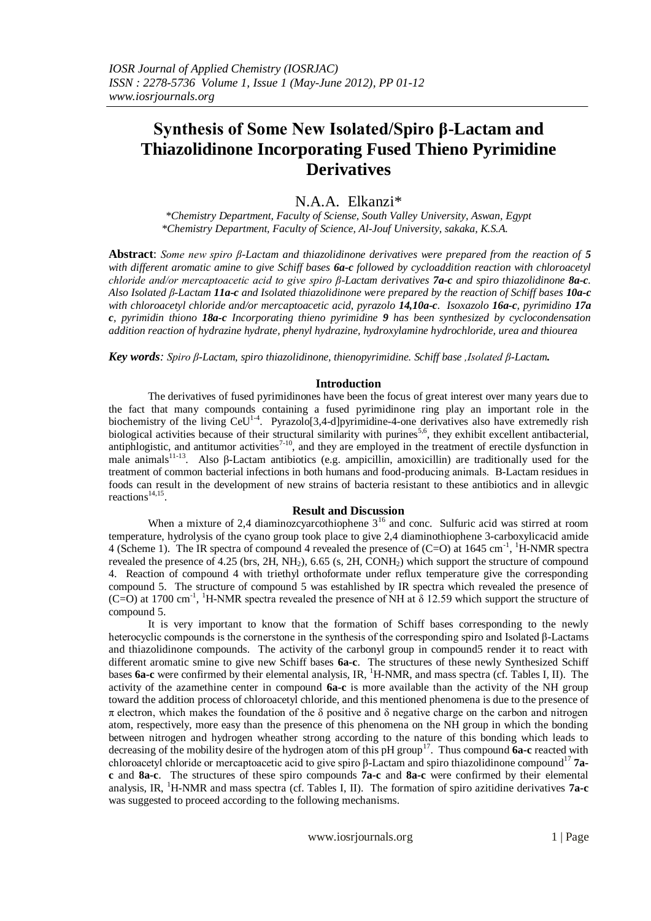# Synthesis of Some New Isolated/Spiro β-Lactam and Thiazolidinone Incorporating Fused Thieno Pyrimidine Derivatives

N.A.A. Elkanzi*

*Chemistry Department, Faculty of Sciense, South Valley University, Aswan, Egypt
*Chemistry Department, Faculty of Science, Al-Jouf University, sakaka, K.S.A.

**Abstract**: *Some new spiro β-Lactam and thiazolidinone derivatives were prepared from the reaction of **5** with different aromatic amine to give Schiff bases **6a-c** followed by cycloaddition reaction with chloroacetyl chloride and/or mercaptoacetic acid to give spiro β-Lactam derivatives **7a-c** and spiro thiazolidinone **8a-c**. Also Isolated β-Lactam **11a-c** and Isolated thiazolidinone were prepared by the reaction of Schiff bases **10a-c** with chloroacetyl chloride and/or mercaptoacetic acid, pyrazolo **14,10a-c**. Isoxazolo **16a-c**, pyrimidino **17a c**, pyrimidin thiono **18a-c** Incorporating thieno pyrimidine **9** has been synthesized by cyclocondensation addition reaction of hydrazine hydrate, phenyl hydrazine, hydroxylamine hydrochloride, urea and thiourea*

***Key words**: Spiro β-Lactam, spiro thiazolidinone, thienopyrimidine. Schiff base ,Isolated β-Lactam.*

## Introduction

The derivatives of fused pyrimidinones have been the focus of great interest over many years due to the fact that many compounds containing a fused pyrimidinone ring play an important role in the biochemistry of the living CeU[1-4]. Pyrazolo[3,4-d]pyrimidine-4-one derivatives also have extremedly rish biological activities because of their structural similarity with purines[5,6], they exhibit excellent antibacterial, antiphlogistic, and antitumor activities[7-10], and they are employed in the treatment of erectile dysfunction in male animals[11-13]. Also β-Lactam antibiotics (e.g. ampicillin, amoxicillin) are traditionally used for the treatment of common bacterial infections in both humans and food-producing animals. B-Lactam residues in foods can result in the development of new strains of bacteria resistant to these antibiotics and in allevgic reactions[14,15].

## Result and Discussion

When a mixture of 2,4 diaminozcycarcothiophene 3[16] and conc. Sulfuric acid was stirred at room temperature, hydrolysis of the cyano group took place to give 2,4 diaminothiophene 3-carboxylicacid amide 4 (Scheme 1). The IR spectra of compound 4 revealed the presence of (C=O) at 1645 $cm^{-1}$, $^1$H-NMR spectra revealed the presence of 4.25 (brs, 2H, $NH_2$), 6.65 (s, 2H, $CONH_2$) which support the structure of compound 4. Reaction of compound 4 with triethyl orthoformate under reflux temperature give the corresponding compound 5. The structure of compound 5 was estahlished by IR spectra which revealed the presence of (C=O) at 1700 $cm^{-1}$, $^1$H-NMR spectra revealed the presence of NH at δ 12.59 which support the structure of compound 5.

It is very important to know that the formation of Schiff bases corresponding to the newly heterocyclic compounds is the cornerstone in the synthesis of the corresponding spiro and Isolated β-Lactams and thiazolidinone compounds. The activity of the carbonyl group in compound5 render it to react with different aromatic smine to give new Schiff bases **6a-c**. The structures of these newly Synthesized Schiff bases **6a-c** were confirmed by their elemental analysis, IR, $^1$H-NMR, and mass spectra (cf. Tables I, II). The activity of the azamethine center in compound **6a-c** is more available than the activity of the NH group toward the addition process of chloroacetyl chloride, and this mentioned phenomena is due to the presence of π electron, which makes the foundation of the δ positive and δ negative charge on the carbon and nitrogen atom, respectively, more easy than the presence of this phenomena on the NH group in which the bonding between nitrogen and hydrogen wheather strong according to the nature of this bonding which leads to decreasing of the mobility desire of the hydrogen atom of this pH group[17]. Thus compound **6a-c** reacted with chloroacetyl chloride or mercaptoacetic acid to give spiro β-Lactam and spiro thiazolidinone compound[17] **7a-c** and **8a-c**. The structures of these spiro compounds **7a-c** and **8a-c** were confirmed by their elemental analysis, IR, $^1$H-NMR and mass spectra (cf. Tables I, II). The formation of spiro azitidine derivatives **7a-c** was suggested to proceed according to the following mechanisms.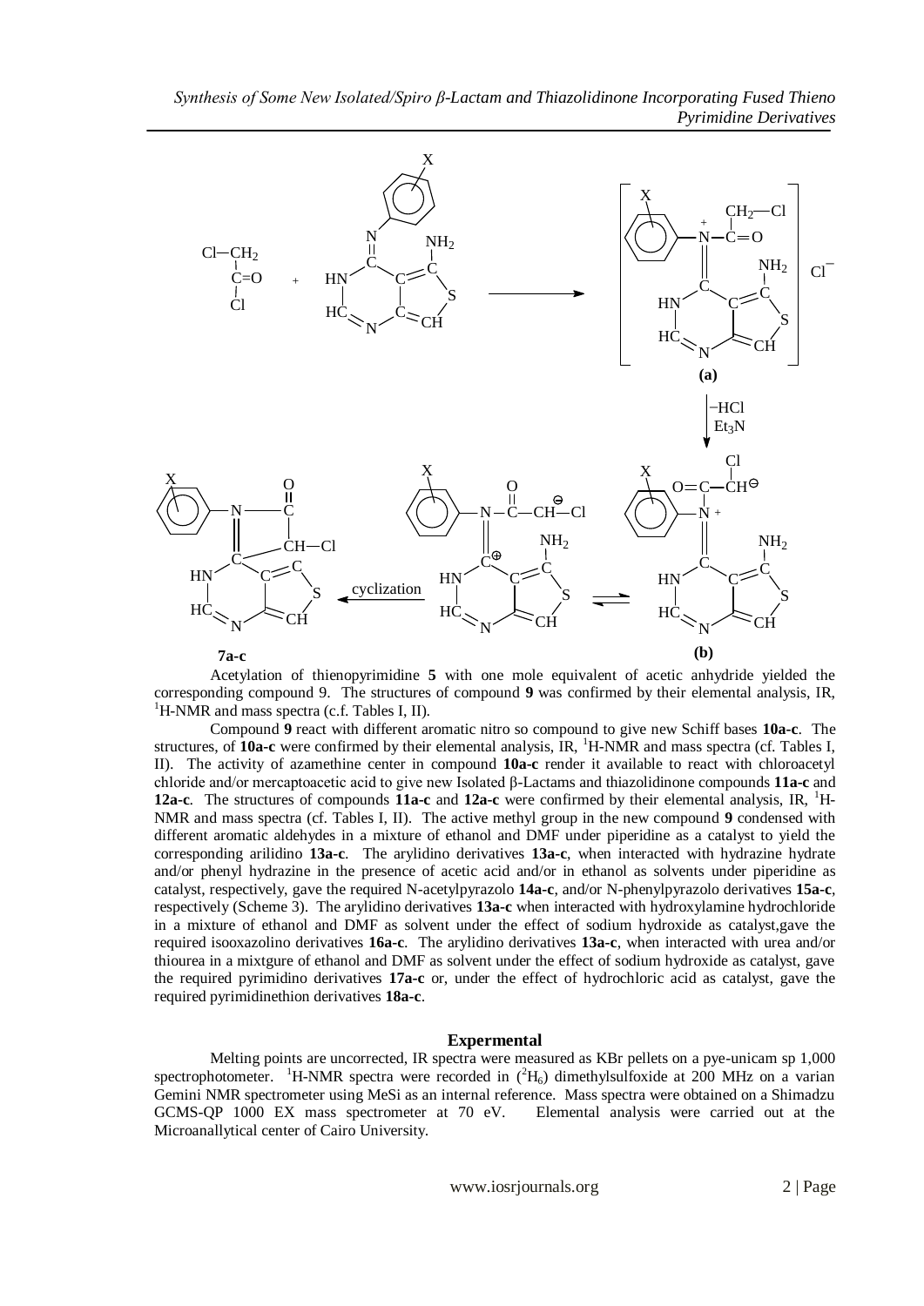Acetylation of thienopyrimidine **5** with one mole equivalent of acetic anhydride yielded the corresponding compound 9. The structures of compound **9** was confirmed by their elemental analysis, IR, $^1$H-NMR and mass spectra (c.f. Tables I, II).

Compound **9** react with different aromatic nitro so compound to give new Schiff bases **10a-c**. The structures, of **10a-c** were confirmed by their elemental analysis, IR, $^1$H-NMR and mass spectra (cf. Tables I, II). The activity of azamethine center in compound **10a-c** render it available to react with chloroacetyl chloride and/or mercaptoacetic acid to give new Isolated β-Lactams and thiazolidinone compounds **11a-c** and **12a-c**. The structures of compounds **11a-c** and **12a-c** were confirmed by their elemental analysis, IR, $^1$H-NMR and mass spectra (cf. Tables I, II). The active methyl group in the new compound **9** condensed with different aromatic aldehydes in a mixture of ethanol and DMF under piperidine as a catalyst to yield the corresponding arilidino **13a-c**. The arylidino derivatives **13a-c**, when interacted with hydrazine hydrate and/or phenyl hydrazine in the presence of acetic acid and/or in ethanol as solvents under piperidine as catalyst, respectively, gave the required N-acetylpyrazolo **14a-c**, and/or N-phenylpyrazolo derivatives **15a-c**, respectively (Scheme 3). The arylidino derivatives **13a-c** when interacted with hydroxylamine hydrochloride in a mixture of ethanol and DMF as solvent under the effect of sodium hydroxide as catalyst,gave the required isooxazolino derivatives **16a-c**. The arylidino derivatives **13a-c**, when interacted with urea and/or thiourea in a mixtgure of ethanol and DMF as solvent under the effect of sodium hydroxide as catalyst, gave the required pyrimidino derivatives **17a-c** or, under the effect of hydrochloric acid as catalyst, gave the required pyrimidinethion derivatives **18a-c**.

## Expermental

Melting points are uncorrected, IR spectra were measured as KBr pellets on a pye-unicam sp 1,000 spectrophotometer. $^1$H-NMR spectra were recorded in ($^2H_6$) dimethylsulfoxide at 200 MHz on a varian Gemini NMR spectrometer using MeSi as an internal reference. Mass spectra were obtained on a Shimadzu GCMS-QP 1000 EX mass spectrometer at 70 eV. Elemental analysis were carried out at the Microanallytical center of Cairo University.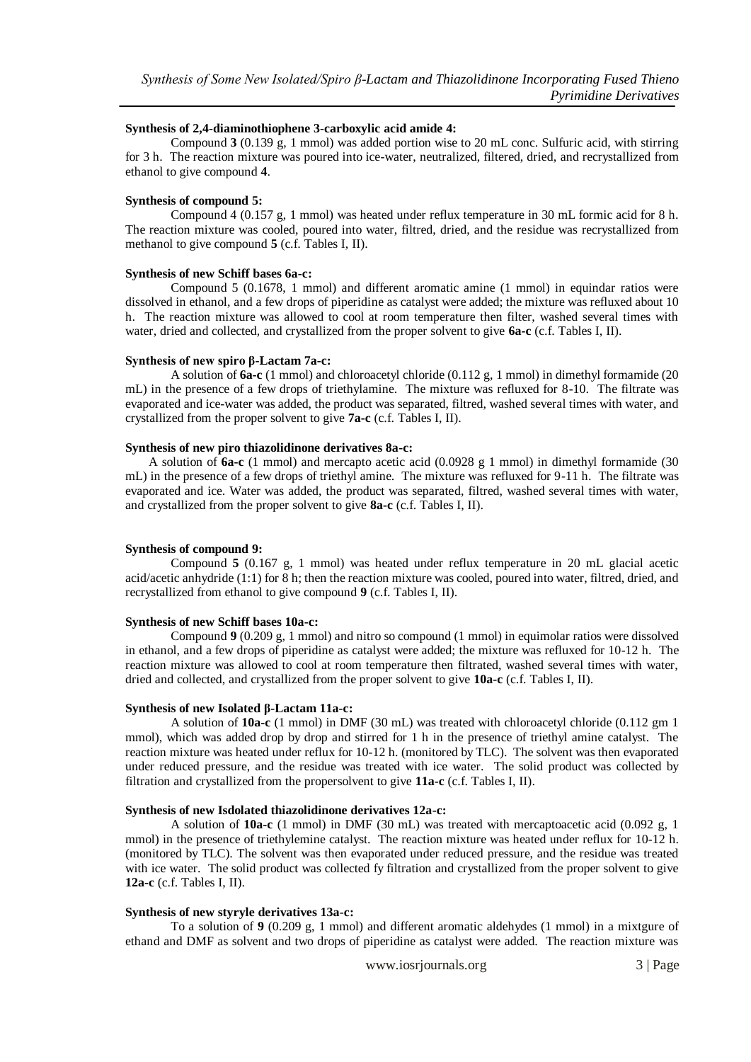**Synthesis of 2,4-diaminothiophene 3-carboxylic acid amide 4:**

Compound **3** (0.139 g, 1 mmol) was added portion wise to 20 mL conc. Sulfuric acid, with stirring for 3 h. The reaction mixture was poured into ice-water, neutralized, filtered, dried, and recrystallized from ethanol to give compound **4**.

**Synthesis of compound 5:**

Compound 4 (0.157 g, 1 mmol) was heated under reflux temperature in 30 mL formic acid for 8 h. The reaction mixture was cooled, poured into water, filtred, dried, and the residue was recrystallized from methanol to give compound **5** (c.f. Tables I, II).

**Synthesis of new Schiff bases 6a-c:**

Compound 5 (0.1678, 1 mmol) and different aromatic amine (1 mmol) in equindar ratios were dissolved in ethanol, and a few drops of piperidine as catalyst were added; the mixture was refluxed about 10 h. The reaction mixture was allowed to cool at room temperature then filter, washed several times with water, dried and collected, and crystallized from the proper solvent to give **6a-c** (c.f. Tables I, II).

**Synthesis of new spiro β-Lactam 7a-c:**

A solution of **6a-c** (1 mmol) and chloroacetyl chloride (0.112 g, 1 mmol) in dimethyl formamide (20 mL) in the presence of a few drops of triethylamine. The mixture was refluxed for 8-10. The filtrate was evaporated and ice-water was added, the product was separated, filtred, washed several times with water, and crystallized from the proper solvent to give **7a-c** (c.f. Tables I, II).

**Synthesis of new piro thiazolidinone derivatives 8a-c:**

A solution of **6a-c** (1 mmol) and mercapto acetic acid (0.0928 g 1 mmol) in dimethyl formamide (30 mL) in the presence of a few drops of triethyl amine. The mixture was refluxed for 9-11 h. The filtrate was evaporated and ice. Water was added, the product was separated, filtred, washed several times with water, and crystallized from the proper solvent to give **8a-c** (c.f. Tables I, II).

**Synthesis of compound 9:**

Compound **5** (0.167 g, 1 mmol) was heated under reflux temperature in 20 mL glacial acetic acid/acetic anhydride (1:1) for 8 h; then the reaction mixture was cooled, poured into water, filtred, dried, and recrystallized from ethanol to give compound **9** (c.f. Tables I, II).

**Synthesis of new Schiff bases 10a-c:**

Compound **9** (0.209 g, 1 mmol) and nitro so compound (1 mmol) in equimolar ratios were dissolved in ethanol, and a few drops of piperidine as catalyst were added; the mixture was refluxed for 10-12 h. The reaction mixture was allowed to cool at room temperature then filtrated, washed several times with water, dried and collected, and crystallized from the proper solvent to give **10a-c** (c.f. Tables I, II).

**Synthesis of new Isolated β-Lactam 11a-c:**

A solution of **10a-c** (1 mmol) in DMF (30 mL) was treated with chloroacetyl chloride (0.112 gm 1 mmol), which was added drop by drop and stirred for 1 h in the presence of triethyl amine catalyst. The reaction mixture was heated under reflux for 10-12 h. (monitored by TLC). The solvent was then evaporated under reduced pressure, and the residue was treated with ice water. The solid product was collected by filtration and crystallized from the propersolvent to give **11a-c** (c.f. Tables I, II).

**Synthesis of new Isdolated thiazolidinone derivatives 12a-c:**

A solution of **10a-c** (1 mmol) in DMF (30 mL) was treated with mercaptoacetic acid (0.092 g, 1 mmol) in the presence of triethylemine catalyst. The reaction mixture was heated under reflux for 10-12 h. (monitored by TLC). The solvent was then evaporated under reduced pressure, and the residue was treated with ice water. The solid product was collected fy filtration and crystallized from the proper solvent to give **12a-c** (c.f. Tables I, II).

**Synthesis of new styryle derivatives 13a-c:**

To a solution of **9** (0.209 g, 1 mmol) and different aromatic aldehydes (1 mmol) in a mixtgure of ethand and DMF as solvent and two drops of piperidine as catalyst were added. The reaction mixture was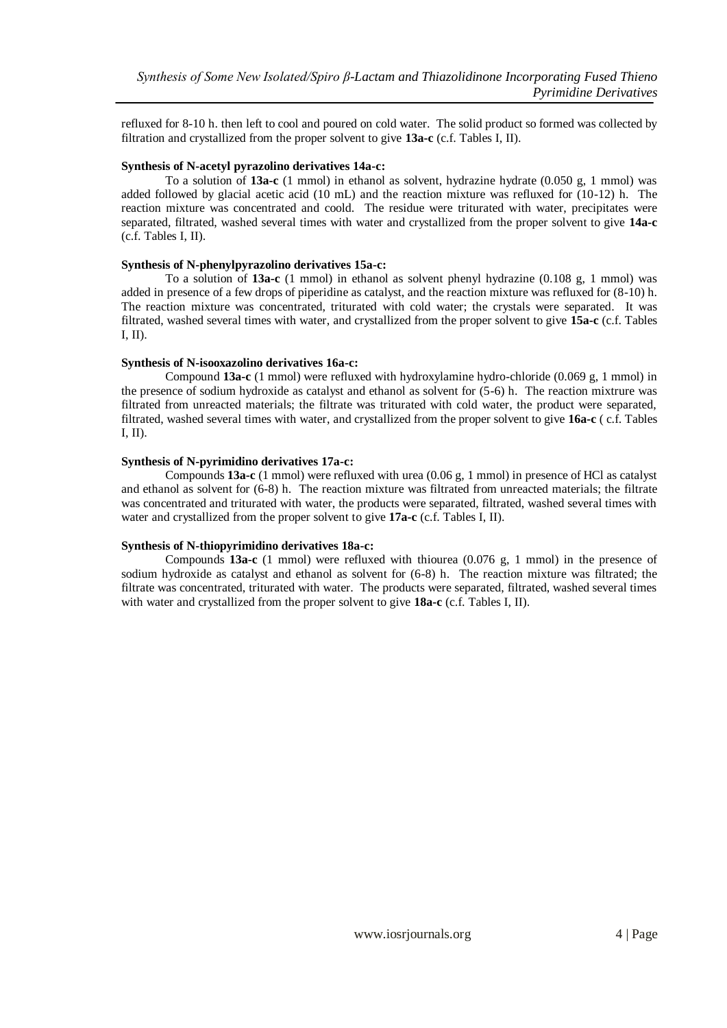refluxed for 8-10 h. then left to cool and poured on cold water. The solid product so formed was collected by filtration and crystallized from the proper solvent to give **13a-c** (c.f. Tables I, II).

#### Synthesis of N-acetyl pyrazolino derivatives 14a-c:

To a solution of **13a-c** (1 mmol) in ethanol as solvent, hydrazine hydrate (0.050 g, 1 mmol) was added followed by glacial acetic acid (10 mL) and the reaction mixture was refluxed for (10-12) h. The reaction mixture was concentrated and coold. The residue were triturated with water, precipitates were separated, filtrated, washed several times with water and crystallized from the proper solvent to give **14a-c** (c.f. Tables I, II).

#### Synthesis of N-phenylpyrazolino derivatives 15a-c:

To a solution of **13a-c** (1 mmol) in ethanol as solvent phenyl hydrazine (0.108 g, 1 mmol) was added in presence of a few drops of piperidine as catalyst, and the reaction mixture was refluxed for (8-10) h. The reaction mixture was concentrated, triturated with cold water; the crystals were separated. It was filtrated, washed several times with water, and crystallized from the proper solvent to give **15a-c** (c.f. Tables I, II).

#### Synthesis of N-isooxazolino derivatives 16a-c:

Compound **13a-c** (1 mmol) were refluxed with hydroxylamine hydro-chloride (0.069 g, 1 mmol) in the presence of sodium hydroxide as catalyst and ethanol as solvent for (5-6) h. The reaction mixtrure was filtrated from unreacted materials; the filtrate was triturated with cold water, the product were separated, filtrated, washed several times with water, and crystallized from the proper solvent to give **16a-c** ( c.f. Tables I, II).

#### Synthesis of N-pyrimidino derivatives 17a-c:

Compounds **13a-c** (1 mmol) were refluxed with urea (0.06 g, 1 mmol) in presence of HCl as catalyst and ethanol as solvent for (6-8) h. The reaction mixture was filtrated from unreacted materials; the filtrate was concentrated and triturated with water, the products were separated, filtrated, washed several times with water and crystallized from the proper solvent to give **17a-c** (c.f. Tables I, II).

#### Synthesis of N-thiopyrimidino derivatives 18a-c:

Compounds **13a-c** (1 mmol) were refluxed with thiourea (0.076 g, 1 mmol) in the presence of sodium hydroxide as catalyst and ethanol as solvent for (6-8) h. The reaction mixture was filtrated; the filtrate was concentrated, triturated with water. The products were separated, filtrated, washed several times with water and crystallized from the proper solvent to give **18a-c** (c.f. Tables I, II).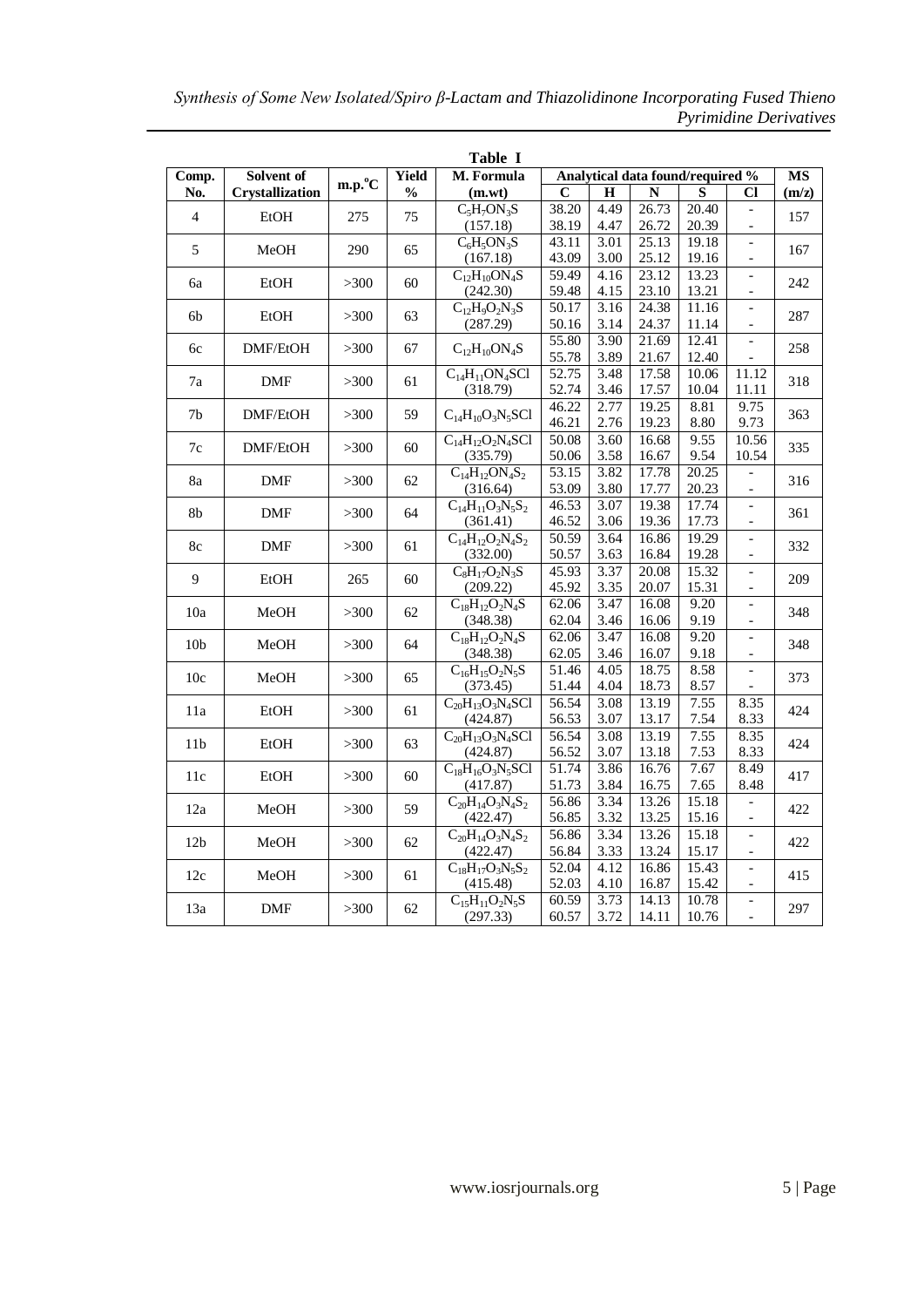**Table I**

| Comp. No. | Solvent of Crystallization | m.p.°C | Yield % | M. Formula (m.wt) | Analytical data found/required % | | | | | MS (m/z) |
|---|---|---|---|---|---|---|---|---|---|---|
| | | | | | C | H | N | S | Cl | |
| 4 | EtOH | 275 | 75 | $C_5H_7ON_3S$ (157.18) | 38.20 / 38.19 | 4.49 / 4.47 | 26.73 / 26.72 | 20.40 / 20.39 | - / - | 157 |
| 5 | MeOH | 290 | 65 | $C_6H_5ON_3S$ (167.18) | 43.11 / 43.09 | 3.01 / 3.00 | 25.13 / 25.12 | 19.18 / 19.16 | - / - | 167 |
| 6a | EtOH | >300 | 60 | $C_{12}H_{10}ON_4S$ (242.30) | 59.49 / 59.48 | 4.16 / 4.15 | 23.12 / 23.10 | 13.23 / 13.21 | - / - | 242 |
| 6b | EtOH | >300 | 63 | $C_{12}H_9O_2N_3S$ (287.29) | 50.17 / 50.16 | 3.16 / 3.14 | 24.38 / 24.37 | 11.16 / 11.14 | - / - | 287 |
| 6c | DMF/EtOH | >300 | 67 | $C_{12}H_{10}ON_4S$ | 55.80 / 55.78 | 3.90 / 3.89 | 21.69 / 21.67 | 12.41 / 12.40 | - / - | 258 |
| 7a | DMF | >300 | 61 | $C_{14}H_{11}ON_4SCl$ (318.79) | 52.75 / 52.74 | 3.48 / 3.46 | 17.58 / 17.57 | 10.06 / 10.04 | 11.12 / 11.11 | 318 |
| 7b | DMF/EtOH | >300 | 59 | $C_{14}H_{10}O_3N_5SCl$ | 46.22 / 46.21 | 2.77 / 2.76 | 19.25 / 19.23 | 8.81 / 8.80 | 9.75 / 9.73 | 363 |
| 7c | DMF/EtOH | >300 | 60 | $C_{14}H_{12}O_2N_4SCl$ (335.79) | 50.08 / 50.06 | 3.60 / 3.58 | 16.68 / 16.67 | 9.55 / 9.54 | 10.56 / 10.54 | 335 |
| 8a | DMF | >300 | 62 | $C_{14}H_{12}ON_4S_2$ (316.64) | 53.15 / 53.09 | 3.82 / 3.80 | 17.78 / 17.77 | 20.25 / 20.23 | - / - | 316 |
| 8b | DMF | >300 | 64 | $C_{14}H_{11}O_3N_5S_2$ (361.41) | 46.53 / 46.52 | 3.07 / 3.06 | 19.38 / 19.36 | 17.74 / 17.73 | - / - | 361 |
| 8c | DMF | >300 | 61 | $C_{14}H_{12}O_2N_4S_2$ (332.00) | 50.59 / 50.57 | 3.64 / 3.63 | 16.86 / 16.84 | 19.29 / 19.28 | - / - | 332 |
| 9 | EtOH | 265 | 60 | $C_8H_{17}O_2N_3S$ (209.22) | 45.93 / 45.92 | 3.37 / 3.35 | 20.08 / 20.07 | 15.32 / 15.31 | - / - | 209 |
| 10a | MeOH | >300 | 62 | $C_{18}H_{12}O_2N_4S$ (348.38) | 62.06 / 62.04 | 3.47 / 3.46 | 16.08 / 16.06 | 9.20 / 9.19 | - / - | 348 |
| 10b | MeOH | >300 | 64 | $C_{18}H_{12}O_2N_4S$ (348.38) | 62.06 / 62.05 | 3.47 / 3.46 | 16.08 / 16.07 | 9.20 / 9.18 | - / - | 348 |
| 10c | MeOH | >300 | 65 | $C_{16}H_{15}O_2N_5S$ (373.45) | 51.46 / 51.44 | 4.05 / 4.04 | 18.75 / 18.73 | 8.58 / 8.57 | - / - | 373 |
| 11a | EtOH | >300 | 61 | $C_{20}H_{13}O_3N_4SCl$ (424.87) | 56.54 / 56.53 | 3.08 / 3.07 | 13.19 / 13.17 | 7.55 / 7.54 | 8.35 / 8.33 | 424 |
| 11b | EtOH | >300 | 63 | $C_{20}H_{13}O_3N_4SCl$ (424.87) | 56.54 / 56.52 | 3.08 / 3.07 | 13.19 / 13.18 | 7.55 / 7.53 | 8.35 / 8.33 | 424 |
| 11c | EtOH | >300 | 60 | $C_{18}H_{16}O_3N_5SCl$ (417.87) | 51.74 / 51.73 | 3.86 / 3.84 | 16.76 / 16.75 | 7.67 / 7.65 | 8.49 / 8.48 | 417 |
| 12a | MeOH | >300 | 59 | $C_{20}H_{14}O_3N_4S_2$ (422.47) | 56.86 / 56.85 | 3.34 / 3.32 | 13.26 / 13.25 | 15.18 / 15.16 | - / - | 422 |
| 12b | MeOH | >300 | 62 | $C_{20}H_{14}O_3N_4S_2$ (422.47) | 56.86 / 56.84 | 3.34 / 3.33 | 13.26 / 13.24 | 15.18 / 15.17 | - / - | 422 |
| 12c | MeOH | >300 | 61 | $C_{18}H_{17}O_3N_5S_2$ (415.48) | 52.04 / 52.03 | 4.12 / 4.10 | 16.86 / 16.87 | 15.43 / 15.42 | - / - | 415 |
| 13a | DMF | >300 | 62 | $C_{15}H_{11}O_2N_5S$ (297.33) | 60.59 / 60.57 | 3.73 / 3.72 | 14.13 / 14.11 | 10.78 / 10.76 | - / - | 297 |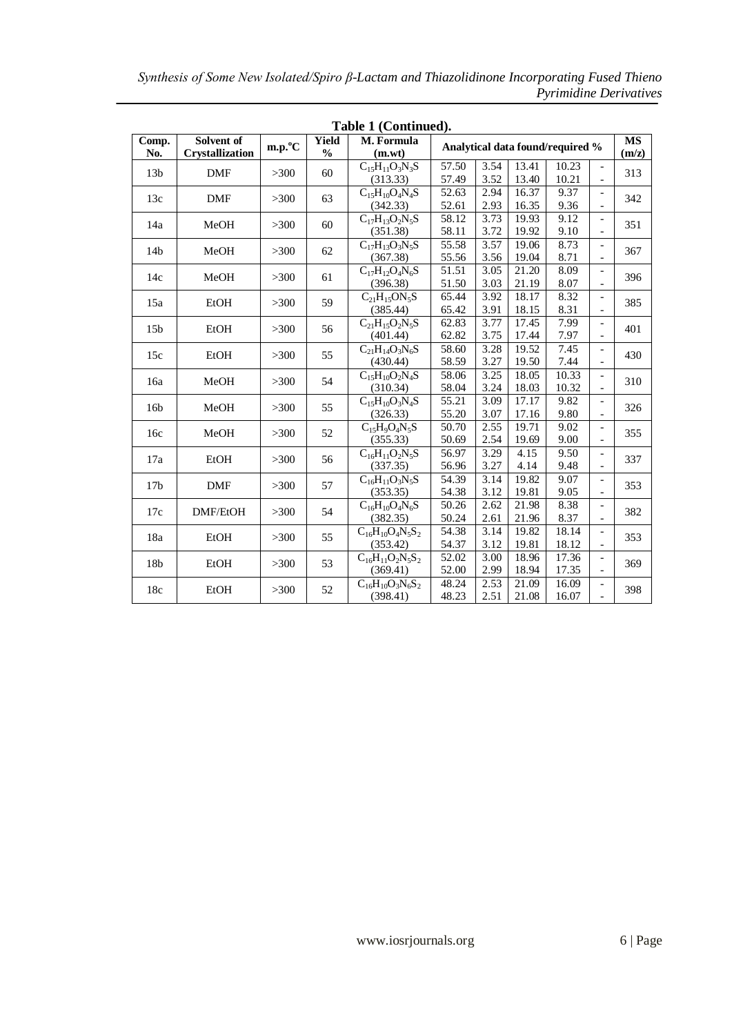**Table 1 (Continued).**

| Comp. No. | Solvent of Crystallization | m.p.°C | Yield % | M. Formula (m.wt) | Analytical data found/required % | | | | | MS (m/z) |
|---|---|---|---|---|---|---|---|---|---|---|
| 13b | DMF | >300 | 60 | $C_{15}H_{11}O_3N_3S$ (313.33) | 57.50 57.49 | 3.54 3.52 | 13.41 13.40 | 10.23 10.21 | - - | 313 |
| 13c | DMF | >300 | 63 | $C_{15}H_{10}O_4N_4S$ (342.33) | 52.63 52.61 | 2.94 2.93 | 16.37 16.35 | 9.37 9.36 | - - | 342 |
| 14a | MeOH | >300 | 60 | $C_{17}H_{13}O_2N_5S$ (351.38) | 58.12 58.11 | 3.73 3.72 | 19.93 19.92 | 9.12 9.10 | - - | 351 |
| 14b | MeOH | >300 | 62 | $C_{17}H_{13}O_3N_5S$ (367.38) | 55.58 55.56 | 3.57 3.56 | 19.06 19.04 | 8.73 8.71 | - - | 367 |
| 14c | MeOH | >300 | 61 | $C_{17}H_{12}O_4N_6S$ (396.38) | 51.51 51.50 | 3.05 3.03 | 21.20 21.19 | 8.09 8.07 | - - | 396 |
| 15a | EtOH | >300 | 59 | $C_{21}H_{15}ON_5S$ (385.44) | 65.44 65.42 | 3.92 3.91 | 18.17 18.15 | 8.32 8.31 | - - | 385 |
| 15b | EtOH | >300 | 56 | $C_{21}H_{15}O_2N_5S$ (401.44) | 62.83 62.82 | 3.77 3.75 | 17.45 17.44 | 7.99 7.97 | - - | 401 |
| 15c | EtOH | >300 | 55 | $C_{21}H_{14}O_3N_6S$ (430.44) | 58.60 58.59 | 3.28 3.27 | 19.52 19.50 | 7.45 7.44 | - - | 430 |
| 16a | MeOH | >300 | 54 | $C_{15}H_{10}O_2N_4S$ (310.34) | 58.06 58.04 | 3.25 3.24 | 18.05 18.03 | 10.33 10.32 | - - | 310 |
| 16b | MeOH | >300 | 55 | $C_{15}H_{10}O_3N_4S$ (326.33) | 55.21 55.20 | 3.09 3.07 | 17.17 17.16 | 9.82 9.80 | - - | 326 |
| 16c | MeOH | >300 | 52 | $C_{15}H_9O_4N_5S$ (355.33) | 50.70 50.69 | 2.55 2.54 | 19.71 19.69 | 9.02 9.00 | - - | 355 |
| 17a | EtOH | >300 | 56 | $C_{16}H_{11}O_2N_5S$ (337.35) | 56.97 56.96 | 3.29 3.27 | 4.15 4.14 | 9.50 9.48 | - - | 337 |
| 17b | DMF | >300 | 57 | $C_{16}H_{11}O_3N_5S$ (353.35) | 54.39 54.38 | 3.14 3.12 | 19.82 19.81 | 9.07 9.05 | - - | 353 |
| 17c | DMF/EtOH | >300 | 54 | $C_{16}H_{10}O_4N_6S$ (382.35) | 50.26 50.24 | 2.62 2.61 | 21.98 21.96 | 8.38 8.37 | - - | 382 |
| 18a | EtOH | >300 | 55 | $C_{16}H_{10}O_4N_5S_2$ (353.42) | 54.38 54.37 | 3.14 3.12 | 19.82 19.81 | 18.14 18.12 | - - | 353 |
| 18b | EtOH | >300 | 53 | $C_{16}H_{11}O_2N_5S_2$ (369.41) | 52.02 52.00 | 3.00 2.99 | 18.96 18.94 | 17.36 17.35 | - - | 369 |
| 18c | EtOH | >300 | 52 | $C_{16}H_{10}O_3N_6S_2$ (398.41) | 48.24 48.23 | 2.53 2.51 | 21.09 21.08 | 16.09 16.07 | - - | 398 |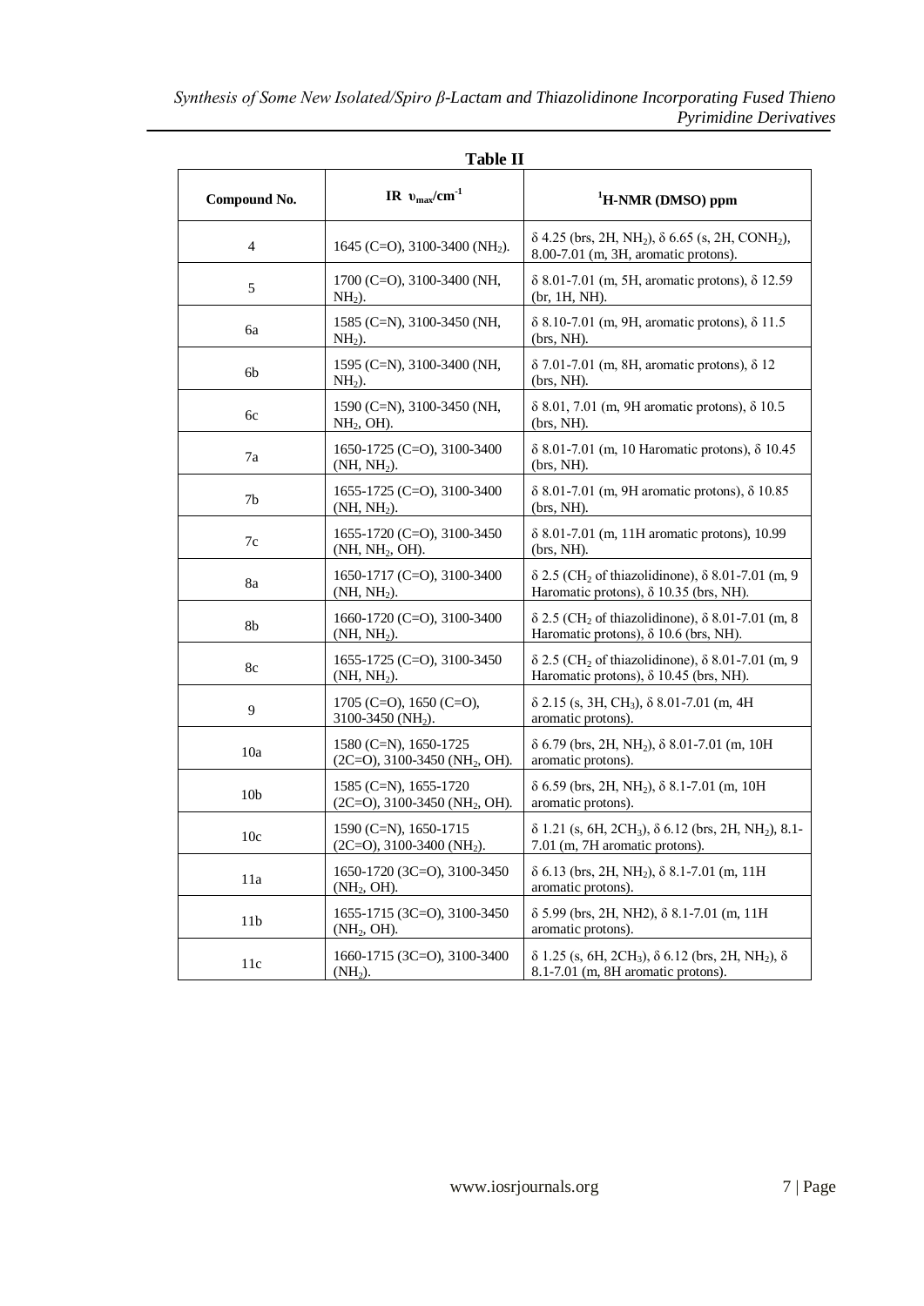**Table II**

| Compound No. | IR $\upsilon_{max}/cm^{-1}$ | $^1$H-NMR (DMSO) ppm |
|---|---|---|
| 4 | 1645 (C=O), 3100-3400 ($NH_2$). | δ 4.25 (brs, 2H, $NH_2$), δ 6.65 (s, 2H, $CONH_2$), 8.00-7.01 (m, 3H, aromatic protons). |
| 5 | 1700 (C=O), 3100-3400 (NH, $NH_2$). | δ 8.01-7.01 (m, 5H, aromatic protons), δ 12.59 (br, 1H, NH). |
| 6a | 1585 (C=N), 3100-3450 (NH, $NH_2$). | δ 8.10-7.01 (m, 9H, aromatic protons), δ 11.5 (brs, NH). |
| 6b | 1595 (C=N), 3100-3400 (NH, $NH_2$). | δ 7.01-7.01 (m, 8H, aromatic protons), δ 12 (brs, NH). |
| 6c | 1590 (C=N), 3100-3450 (NH, $NH_2$, OH). | δ 8.01, 7.01 (m, 9H aromatic protons), δ 10.5 (brs, NH). |
| 7a | 1650-1725 (C=O), 3100-3400 (NH, $NH_2$). | δ 8.01-7.01 (m, 10 Haromatic protons), δ 10.45 (brs, NH). |
| 7b | 1655-1725 (C=O), 3100-3400 (NH, $NH_2$). | δ 8.01-7.01 (m, 9H aromatic protons), δ 10.85 (brs, NH). |
| 7c | 1655-1720 (C=O), 3100-3450 (NH, $NH_2$, OH). | δ 8.01-7.01 (m, 11H aromatic protons), 10.99 (brs, NH). |
| 8a | 1650-1717 (C=O), 3100-3400 (NH, $NH_2$). | δ 2.5 ($CH_2$ of thiazolidinone), δ 8.01-7.01 (m, 9 Haromatic protons), δ 10.35 (brs, NH). |
| 8b | 1660-1720 (C=O), 3100-3400 (NH, $NH_2$). | δ 2.5 ($CH_2$ of thiazolidinone), δ 8.01-7.01 (m, 8 Haromatic protons), δ 10.6 (brs, NH). |
| 8c | 1655-1725 (C=O), 3100-3450 (NH, $NH_2$). | δ 2.5 ($CH_2$ of thiazolidinone), δ 8.01-7.01 (m, 9 Haromatic protons), δ 10.45 (brs, NH). |
| 9 | 1705 (C=O), 1650 (C=O), 3100-3450 ($NH_2$). | δ 2.15 (s, 3H, $CH_3$), δ 8.01-7.01 (m, 4H aromatic protons). |
| 10a | 1580 (C=N), 1650-1725 (2C=O), 3100-3450 ($NH_2$, OH). | δ 6.79 (brs, 2H, $NH_2$), δ 8.01-7.01 (m, 10H aromatic protons). |
| 10b | 1585 (C=N), 1655-1720 (2C=O), 3100-3450 ($NH_2$, OH). | δ 6.59 (brs, 2H, $NH_2$), δ 8.1-7.01 (m, 10H aromatic protons). |
| 10c | 1590 (C=N), 1650-1715 (2C=O), 3100-3400 ($NH_2$). | δ 1.21 (s, 6H, $2CH_3$), δ 6.12 (brs, 2H, $NH_2$), 8.1-7.01 (m, 7H aromatic protons). |
| 11a | 1650-1720 (3C=O), 3100-3450 ($NH_2$, OH). | δ 6.13 (brs, 2H, $NH_2$), δ 8.1-7.01 (m, 11H aromatic protons). |
| 11b | 1655-1715 (3C=O), 3100-3450 ($NH_2$, OH). | δ 5.99 (brs, 2H, NH2), δ 8.1-7.01 (m, 11H aromatic protons). |
| 11c | 1660-1715 (3C=O), 3100-3400 ($NH_2$). | δ 1.25 (s, 6H, $2CH_3$), δ 6.12 (brs, 2H, $NH_2$), δ 8.1-7.01 (m, 8H aromatic protons). |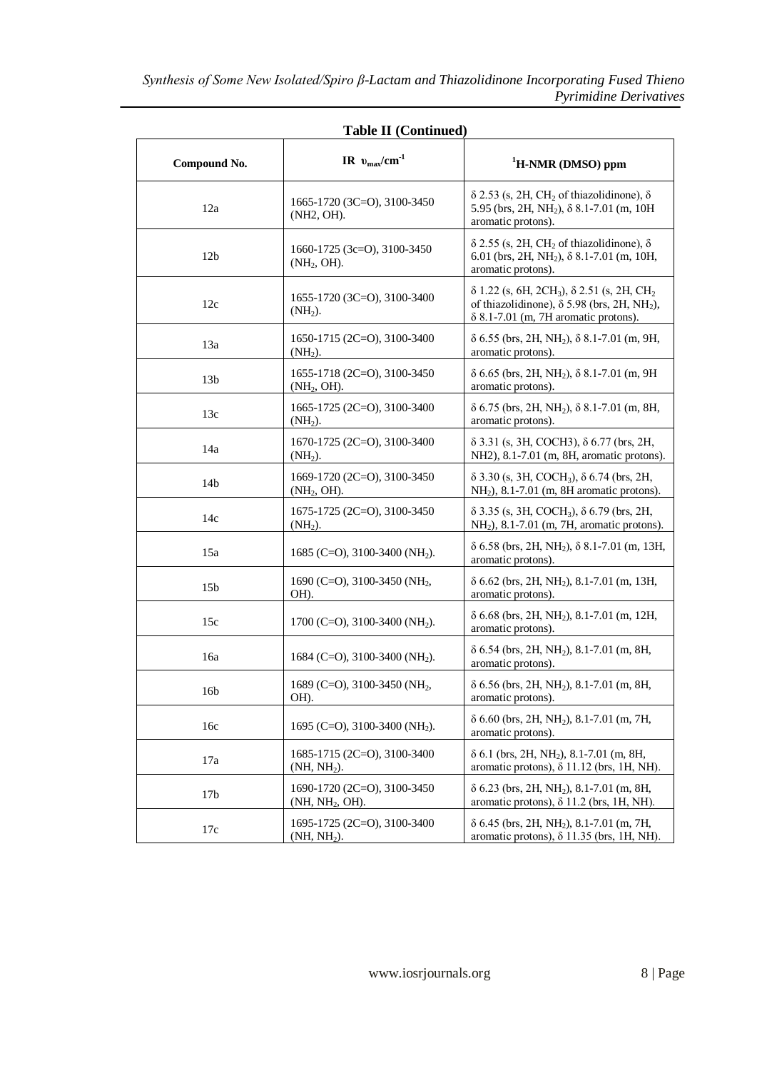**Table II (Continued)**

| Compound No. | IR $\upsilon_{max}/cm^{-1}$ | $^1$H-NMR (DMSO) ppm |
|---|---|---|
| 12a | 1665-1720 (3C=O), 3100-3450 (NH2, OH). | δ 2.53 (s, 2H, $CH_2$ of thiazolidinone), δ 5.95 (brs, 2H, $NH_2$), δ 8.1-7.01 (m, 10H aromatic protons). |
| 12b | 1660-1725 (3c=O), 3100-3450 ($NH_2$, OH). | δ 2.55 (s, 2H, $CH_2$ of thiazolidinone), δ 6.01 (brs, 2H, $NH_2$), δ 8.1-7.01 (m, 10H, aromatic protons). |
| 12c | 1655-1720 (3C=O), 3100-3400 ($NH_2$). | δ 1.22 (s, 6H, $2CH_3$), δ 2.51 (s, 2H, $CH_2$ of thiazolidinone), δ 5.98 (brs, 2H, $NH_2$), δ 8.1-7.01 (m, 7H aromatic protons). |
| 13a | 1650-1715 (2C=O), 3100-3400 ($NH_2$). | δ 6.55 (brs, 2H, $NH_2$), δ 8.1-7.01 (m, 9H, aromatic protons). |
| 13b | 1655-1718 (2C=O), 3100-3450 ($NH_2$, OH). | δ 6.65 (brs, 2H, $NH_2$), δ 8.1-7.01 (m, 9H aromatic protons). |
| 13c | 1665-1725 (2C=O), 3100-3400 ($NH_2$). | δ 6.75 (brs, 2H, $NH_2$), δ 8.1-7.01 (m, 8H, aromatic protons). |
| 14a | 1670-1725 (2C=O), 3100-3400 ($NH_2$). | δ 3.31 (s, 3H, COCH3), δ 6.77 (brs, 2H, NH2), 8.1-7.01 (m, 8H, aromatic protons). |
| 14b | 1669-1720 (2C=O), 3100-3450 ($NH_2$, OH). | δ 3.30 (s, 3H, $COCH_3$), δ 6.74 (brs, 2H, $NH_2$), 8.1-7.01 (m, 8H aromatic protons). |
| 14c | 1675-1725 (2C=O), 3100-3450 ($NH_2$). | δ 3.35 (s, 3H, $COCH_3$), δ 6.79 (brs, 2H, $NH_2$), 8.1-7.01 (m, 7H, aromatic protons). |
| 15a | 1685 (C=O), 3100-3400 ($NH_2$). | δ 6.58 (brs, 2H, $NH_2$), δ 8.1-7.01 (m, 13H, aromatic protons). |
| 15b | 1690 (C=O), 3100-3450 ($NH_2$, OH). | δ 6.62 (brs, 2H, $NH_2$), 8.1-7.01 (m, 13H, aromatic protons). |
| 15c | 1700 (C=O), 3100-3400 ($NH_2$). | δ 6.68 (brs, 2H, $NH_2$), 8.1-7.01 (m, 12H, aromatic protons). |
| 16a | 1684 (C=O), 3100-3400 ($NH_2$). | δ 6.54 (brs, 2H, $NH_2$), 8.1-7.01 (m, 8H, aromatic protons). |
| 16b | 1689 (C=O), 3100-3450 ($NH_2$, OH). | δ 6.56 (brs, 2H, $NH_2$), 8.1-7.01 (m, 8H, aromatic protons). |
| 16c | 1695 (C=O), 3100-3400 ($NH_2$). | δ 6.60 (brs, 2H, $NH_2$), 8.1-7.01 (m, 7H, aromatic protons). |
| 17a | 1685-1715 (2C=O), 3100-3400 (NH, $NH_2$). | δ 6.1 (brs, 2H, $NH_2$), 8.1-7.01 (m, 8H, aromatic protons), δ 11.12 (brs, 1H, NH). |
| 17b | 1690-1720 (2C=O), 3100-3450 (NH, $NH_2$, OH). | δ 6.23 (brs, 2H, $NH_2$), 8.1-7.01 (m, 8H, aromatic protons), δ 11.2 (brs, 1H, NH). |
| 17c | 1695-1725 (2C=O), 3100-3400 (NH, $NH_2$). | δ 6.45 (brs, 2H, $NH_2$), 8.1-7.01 (m, 7H, aromatic protons), δ 11.35 (brs, 1H, NH). |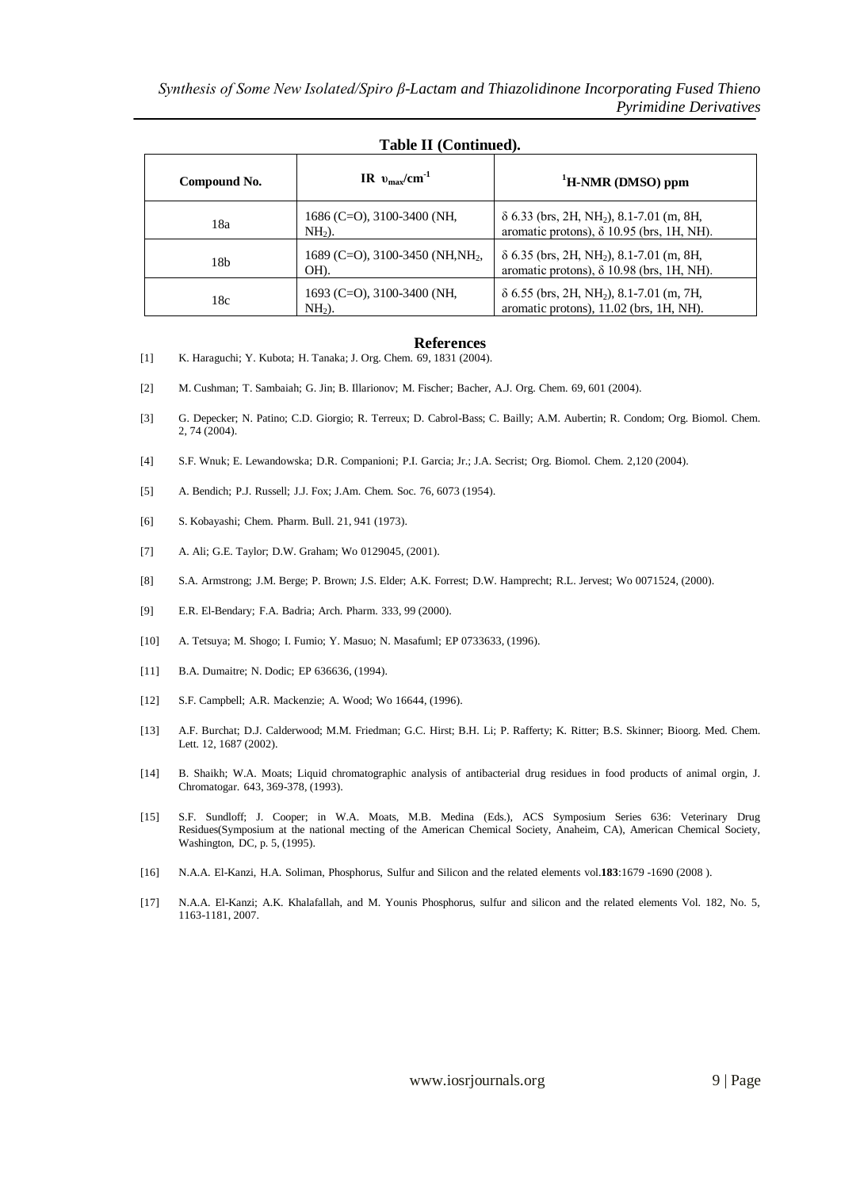**Table II (Continued).**

| Compound No. | IR $\upsilon_{max}/cm^{-1}$ | $^1$H-NMR (DMSO) ppm |
|---|---|---|
| 18a | 1686 (C=O), 3100-3400 (NH, $NH_2$). | δ 6.33 (brs, 2H, $NH_2$), 8.1-7.01 (m, 8H, aromatic protons), δ 10.95 (brs, 1H, NH). |
| 18b | 1689 (C=O), 3100-3450 (NH,$NH_2$, OH). | δ 6.35 (brs, 2H, $NH_2$), 8.1-7.01 (m, 8H, aromatic protons), δ 10.98 (brs, 1H, NH). |
| 18c | 1693 (C=O), 3100-3400 (NH, $NH_2$). | δ 6.55 (brs, 2H, $NH_2$), 8.1-7.01 (m, 7H, aromatic protons), 11.02 (brs, 1H, NH). |

## References

[1] K. Haraguchi; Y. Kubota; H. Tanaka; J. Org. Chem. 69, 1831 (2004).

[2] M. Cushman; T. Sambaiah; G. Jin; B. Illarionov; M. Fischer; Bacher, A.J. Org. Chem. 69, 601 (2004).

[3] G. Depecker; N. Patino; C.D. Giorgio; R. Terreux; D. Cabrol-Bass; C. Bailly; A.M. Aubertin; R. Condom; Org. Biomol. Chem. 2, 74 (2004).

[4] S.F. Wnuk; E. Lewandowska; D.R. Companioni; P.I. Garcia; Jr.; J.A. Secrist; Org. Biomol. Chem. 2,120 (2004).

[5] A. Bendich; P.J. Russell; J.J. Fox; J.Am. Chem. Soc. 76, 6073 (1954).

[6] S. Kobayashi; Chem. Pharm. Bull. 21, 941 (1973).

[7] A. Ali; G.E. Taylor; D.W. Graham; Wo 0129045, (2001).

[8] S.A. Armstrong; J.M. Berge; P. Brown; J.S. Elder; A.K. Forrest; D.W. Hamprecht; R.L. Jervest; Wo 0071524, (2000).

[9] E.R. El-Bendary; F.A. Badria; Arch. Pharm. 333, 99 (2000).

[10] A. Tetsuya; M. Shogo; I. Fumio; Y. Masuo; N. Masafuml; EP 0733633, (1996).

[11] B.A. Dumaitre; N. Dodic; EP 636636, (1994).

[12] S.F. Campbell; A.R. Mackenzie; A. Wood; Wo 16644, (1996).

[13] A.F. Burchat; D.J. Calderwood; M.M. Friedman; G.C. Hirst; B.H. Li; P. Rafferty; K. Ritter; B.S. Skinner; Bioorg. Med. Chem. Lett. 12, 1687 (2002).

[14] B. Shaikh; W.A. Moats; Liquid chromatographic analysis of antibacterial drug residues in food products of animal orgin, J. Chromatogar. 643, 369-378, (1993).

[15] S.F. Sundloff; J. Cooper; in W.A. Moats, M.B. Medina (Eds.), ACS Symposium Series 636: Veterinary Drug Residues(Symposium at the national mecting of the American Chemical Society, Anaheim, CA), American Chemical Society, Washington, DC, p. 5, (1995).

[16] N.A.A. El-Kanzi, H.A. Soliman, Phosphorus, Sulfur and Silicon and the related elements vol.**183**:1679 -1690 (2008 ).

[17] N.A.A. El-Kanzi; A.K. Khalafallah, and M. Younis Phosphorus, sulfur and silicon and the related elements Vol. 182, No. 5, 1163-1181, 2007.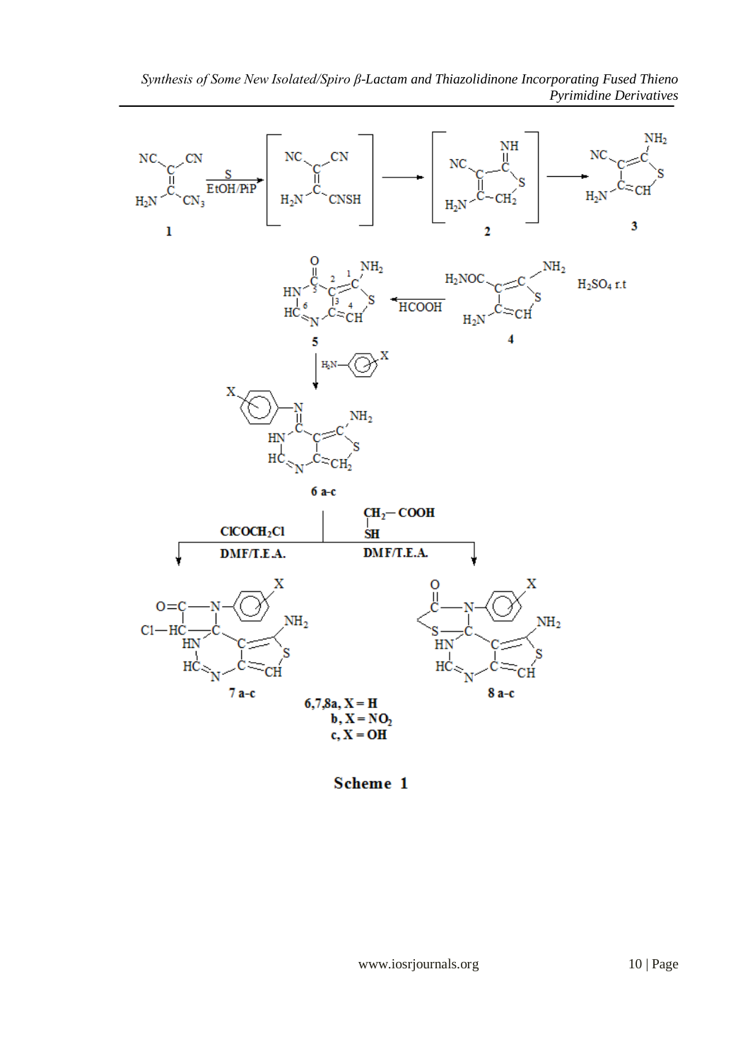Scheme 1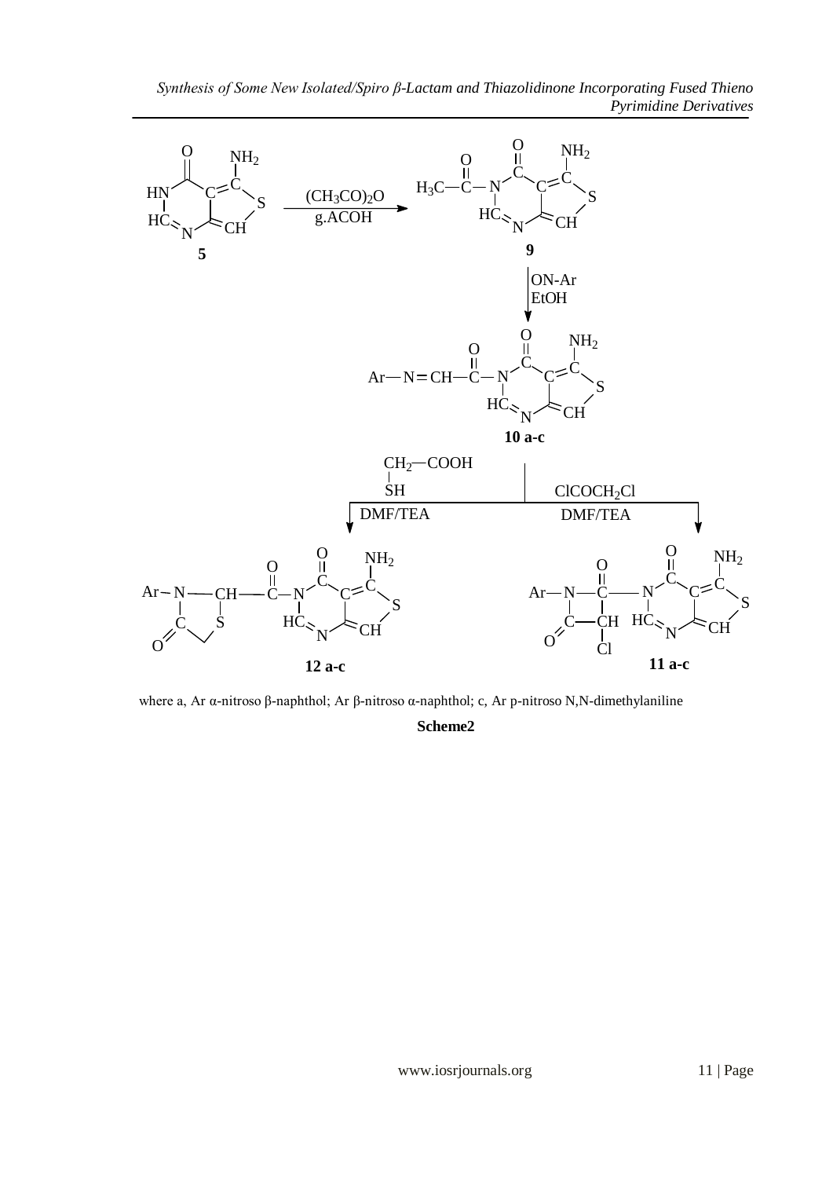where a, Ar α-nitroso β-naphthol; Ar β-nitroso α-naphthol; c, Ar p-nitroso N,N-dimethylaniline

**Scheme2**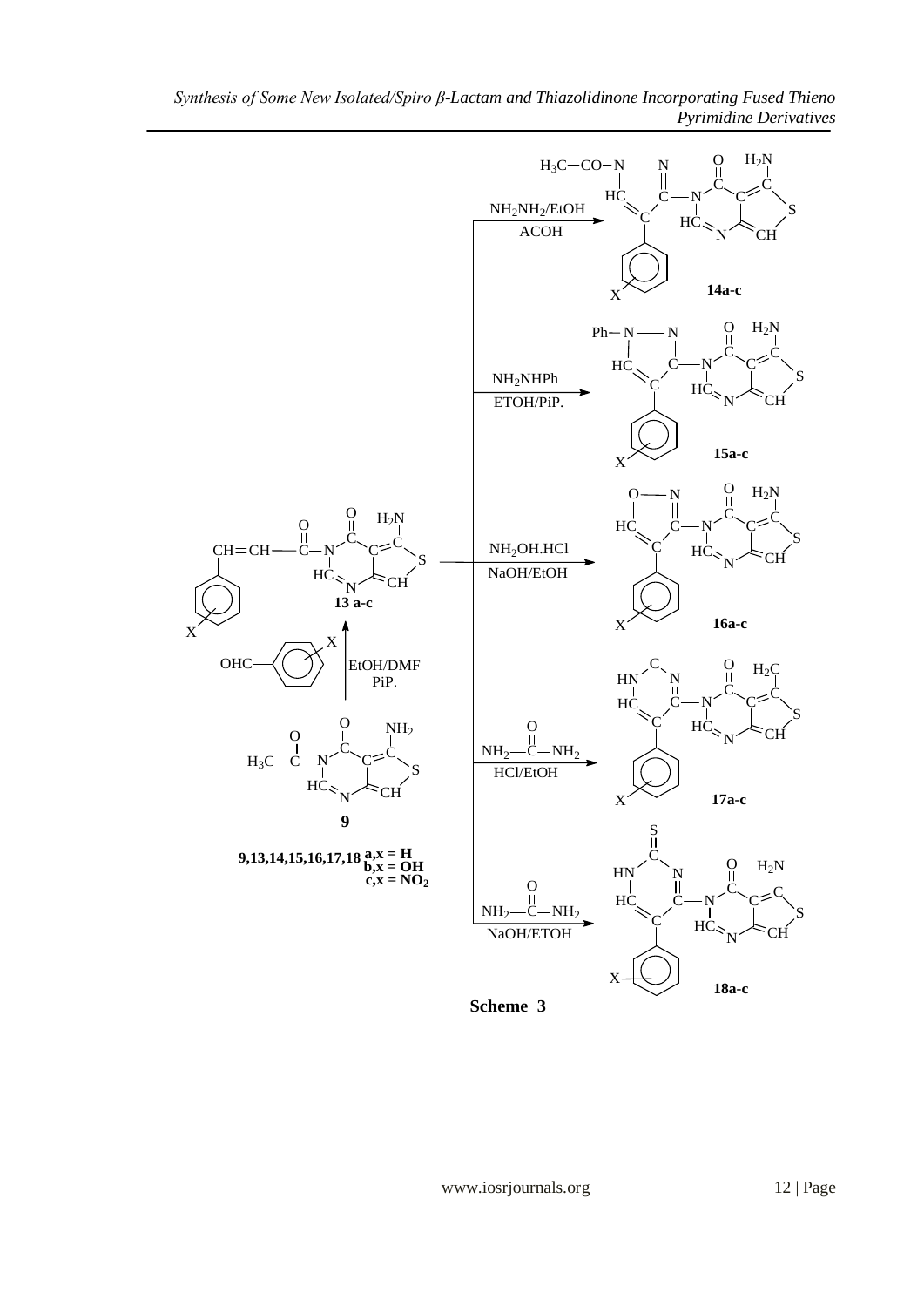$NH_2NH_2$/EtOH

ACOH

14a-c

$NH_2NHPh$

ETOH/PiP.

15a-c

$NH_2OH.HCl$

NaOH/EtOH

16a-c

$NH_2$—CO—$NH_2$

HCl/EtOH

17a-c

$NH_2$—CS—$NH_2$

NaOH/ETOH

18a-c

13 a-c

EtOH/DMF

PiP.

9

9,13,14,15,16,17,18 **a,x = H**
**b,x = OH**
**c,x = $NO_2$**

**Scheme 3**